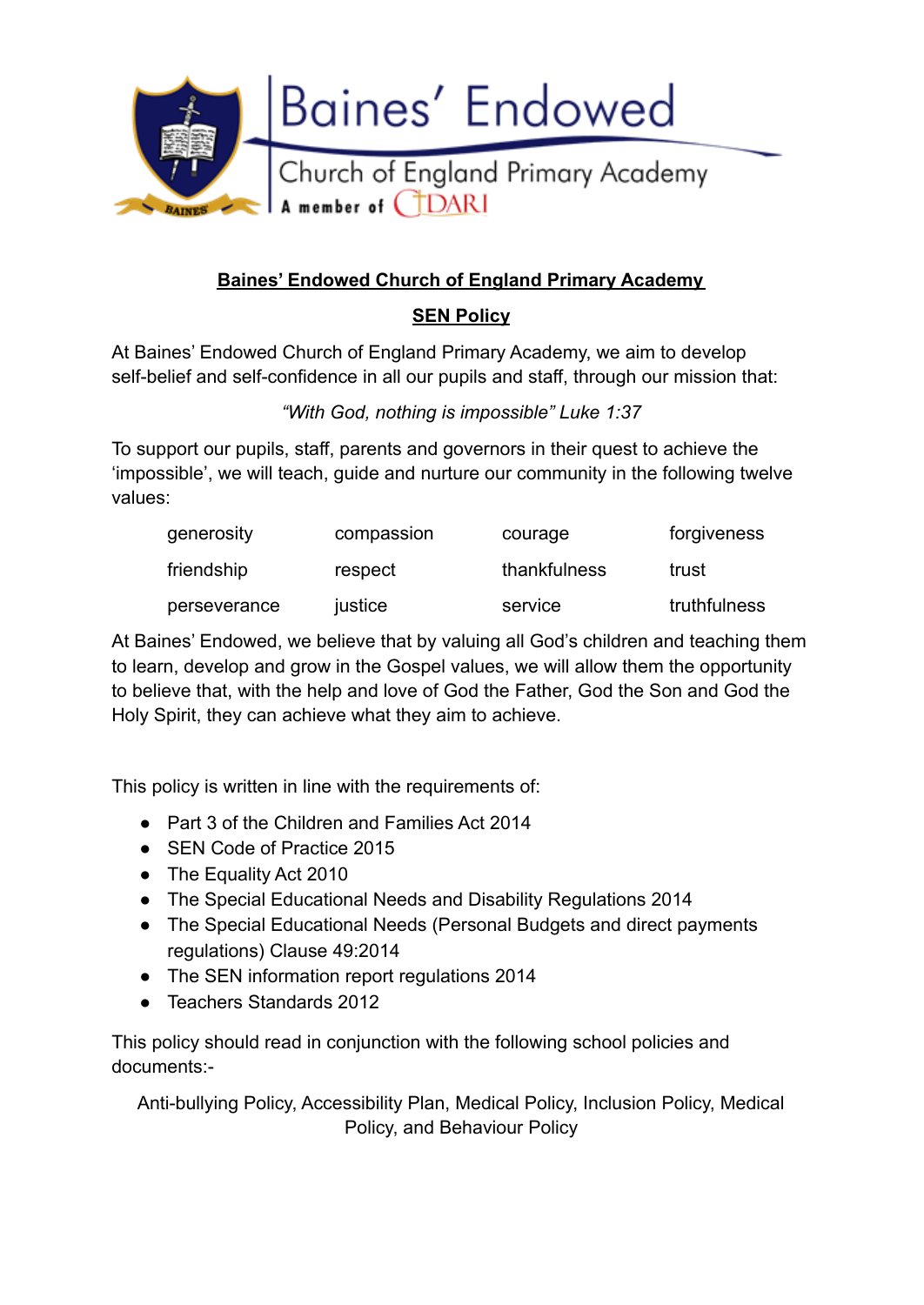Baines' Endowed

Church of England Primary Academy

A member of CDARI

# Baines' Endowed Church of England Primary Academy

## SEN Policy

At Baines' Endowed Church of England Primary Academy, we aim to develop self-belief and self-confidence in all our pupils and staff, through our mission that:

*"With God, nothing is impossible" Luke 1:37*

To support our pupils, staff, parents and governors in their quest to achieve the 'impossible', we will teach, guide and nurture our community in the following twelve values:

| | | | |
|---|---|---|---|
| generosity | compassion | courage | forgiveness |
| friendship | respect | thankfulness | trust |
| perseverance | justice | service | truthfulness |

At Baines' Endowed, we believe that by valuing all God's children and teaching them to learn, develop and grow in the Gospel values, we will allow them the opportunity to believe that, with the help and love of God the Father, God the Son and God the Holy Spirit, they can achieve what they aim to achieve.

This policy is written in line with the requirements of:

- Part 3 of the Children and Families Act 2014
- SEN Code of Practice 2015
- The Equality Act 2010
- The Special Educational Needs and Disability Regulations 2014
- The Special Educational Needs (Personal Budgets and direct payments regulations) Clause 49:2014
- The SEN information report regulations 2014
- Teachers Standards 2012

This policy should read in conjunction with the following school policies and documents:-

Anti-bullying Policy, Accessibility Plan, Medical Policy, Inclusion Policy, Medical Policy, and Behaviour Policy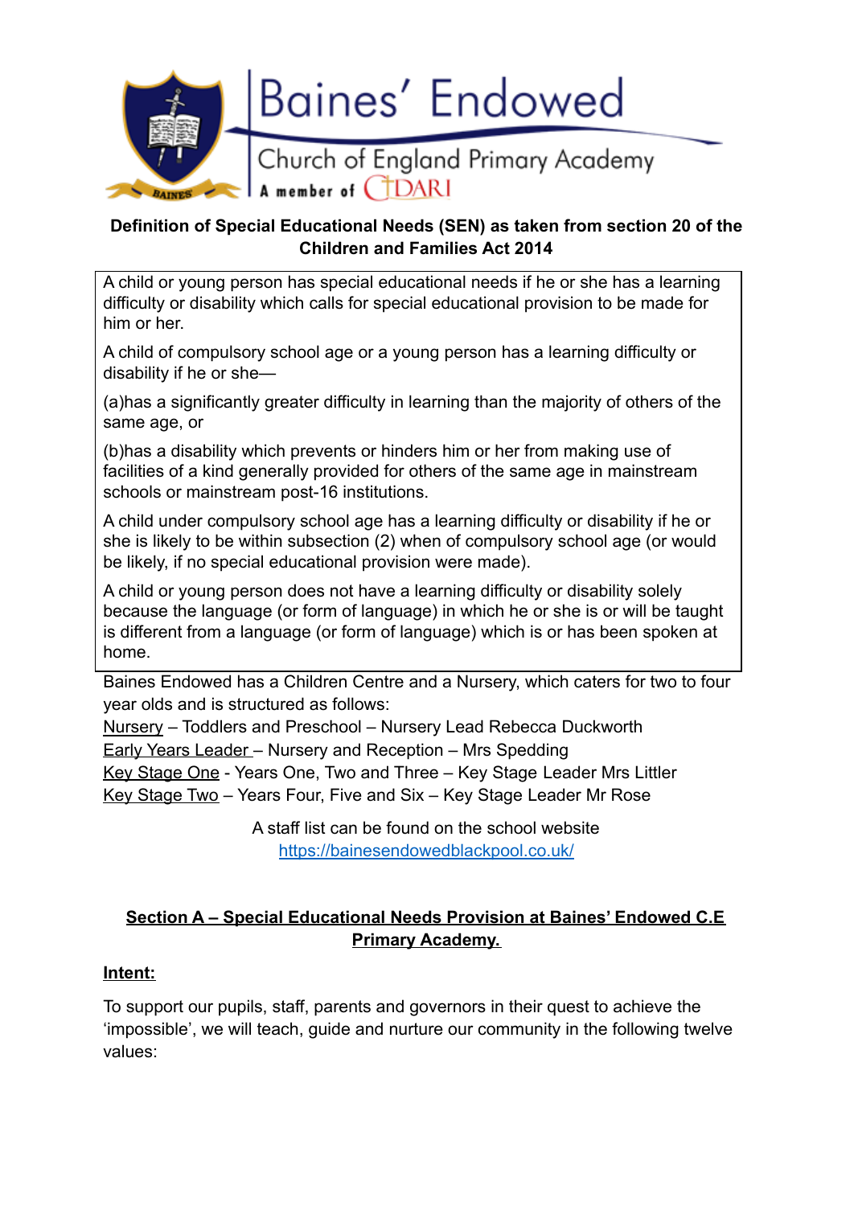Baines' Endowed

Church of England Primary Academy

A member of CDARI

**Definition of Special Educational Needs (SEN) as taken from section 20 of the Children and Families Act 2014**

A child or young person has special educational needs if he or she has a learning difficulty or disability which calls for special educational provision to be made for him or her.

A child of compulsory school age or a young person has a learning difficulty or disability if he or she—

(a)has a significantly greater difficulty in learning than the majority of others of the same age, or

(b)has a disability which prevents or hinders him or her from making use of facilities of a kind generally provided for others of the same age in mainstream schools or mainstream post-16 institutions.

A child under compulsory school age has a learning difficulty or disability if he or she is likely to be within subsection (2) when of compulsory school age (or would be likely, if no special educational provision were made).

A child or young person does not have a learning difficulty or disability solely because the language (or form of language) in which he or she is or will be taught is different from a language (or form of language) which is or has been spoken at home.

Baines Endowed has a Children Centre and a Nursery, which caters for two to four year olds and is structured as follows:
Nursery – Toddlers and Preschool – Nursery Lead Rebecca Duckworth
Early Years Leader – Nursery and Reception – Mrs Spedding
Key Stage One - Years One, Two and Three – Key Stage Leader Mrs Littler
Key Stage Two – Years Four, Five and Six – Key Stage Leader Mr Rose

A staff list can be found on the school website
https://bainesendowedblackpool.co.uk/

## Section A – Special Educational Needs Provision at Baines' Endowed C.E Primary Academy.

**Intent:**

To support our pupils, staff, parents and governors in their quest to achieve the 'impossible', we will teach, guide and nurture our community in the following twelve values: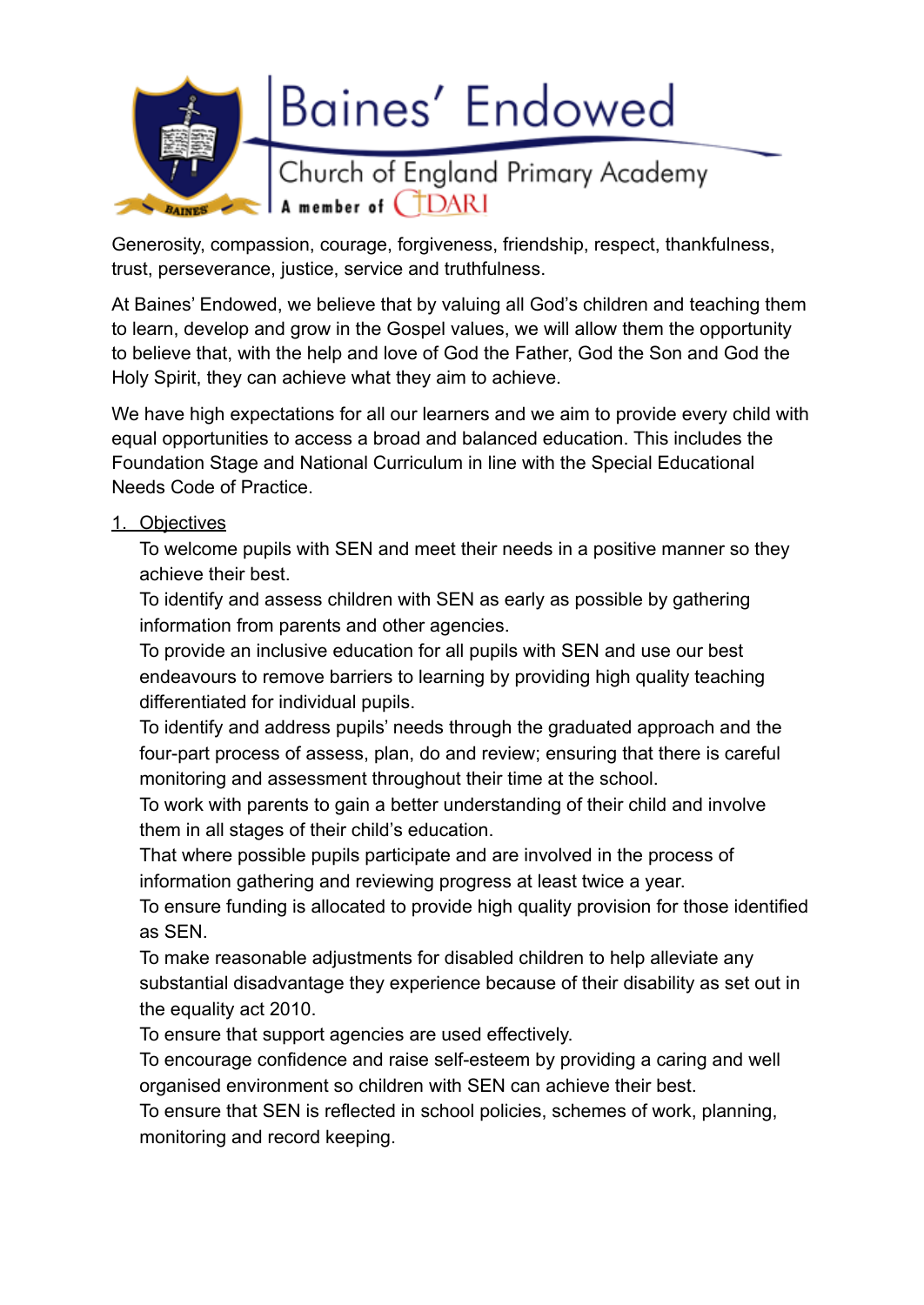Baines' Endowed
Church of England Primary Academy
A member of CDARI

Generosity, compassion, courage, forgiveness, friendship, respect, thankfulness, trust, perseverance, justice, service and truthfulness.

At Baines' Endowed, we believe that by valuing all God's children and teaching them to learn, develop and grow in the Gospel values, we will allow them the opportunity to believe that, with the help and love of God the Father, God the Son and God the Holy Spirit, they can achieve what they aim to achieve.

We have high expectations for all our learners and we aim to provide every child with equal opportunities to access a broad and balanced education. This includes the Foundation Stage and National Curriculum in line with the Special Educational Needs Code of Practice.

1. Objectives

To welcome pupils with SEN and meet their needs in a positive manner so they achieve their best.
To identify and assess children with SEN as early as possible by gathering information from parents and other agencies.
To provide an inclusive education for all pupils with SEN and use our best endeavours to remove barriers to learning by providing high quality teaching differentiated for individual pupils.
To identify and address pupils' needs through the graduated approach and the four-part process of assess, plan, do and review; ensuring that there is careful monitoring and assessment throughout their time at the school.
To work with parents to gain a better understanding of their child and involve them in all stages of their child's education.
That where possible pupils participate and are involved in the process of information gathering and reviewing progress at least twice a year.
To ensure funding is allocated to provide high quality provision for those identified as SEN.
To make reasonable adjustments for disabled children to help alleviate any substantial disadvantage they experience because of their disability as set out in the equality act 2010.
To ensure that support agencies are used effectively.
To encourage confidence and raise self-esteem by providing a caring and well organised environment so children with SEN can achieve their best.
To ensure that SEN is reflected in school policies, schemes of work, planning, monitoring and record keeping.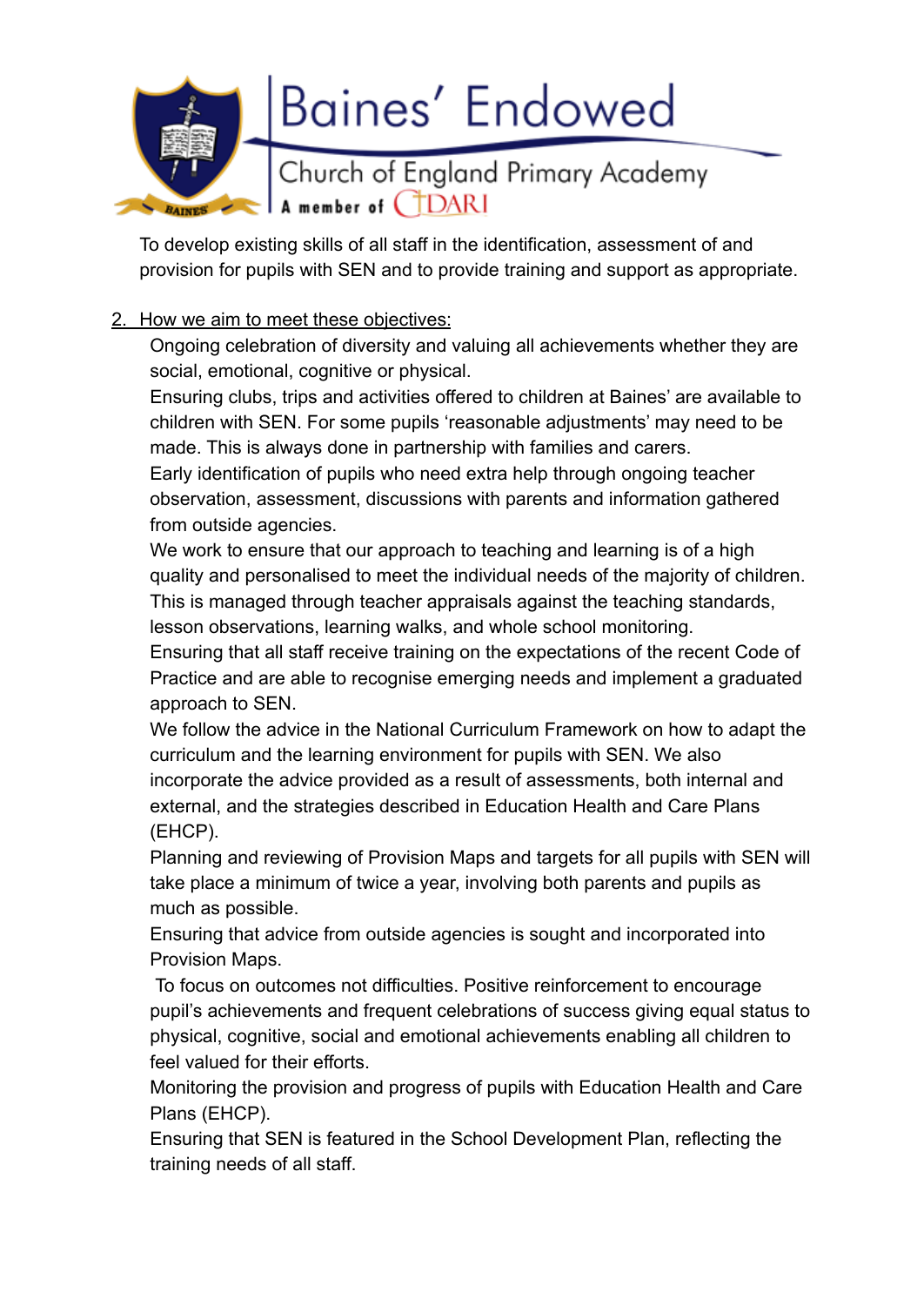To develop existing skills of all staff in the identification, assessment of and provision for pupils with SEN and to provide training and support as appropriate.

2. How we aim to meet these objectives:

Ongoing celebration of diversity and valuing all achievements whether they are social, emotional, cognitive or physical.

Ensuring clubs, trips and activities offered to children at Baines' are available to children with SEN. For some pupils 'reasonable adjustments' may need to be made. This is always done in partnership with families and carers.

Early identification of pupils who need extra help through ongoing teacher observation, assessment, discussions with parents and information gathered from outside agencies.

We work to ensure that our approach to teaching and learning is of a high quality and personalised to meet the individual needs of the majority of children. This is managed through teacher appraisals against the teaching standards, lesson observations, learning walks, and whole school monitoring.

Ensuring that all staff receive training on the expectations of the recent Code of Practice and are able to recognise emerging needs and implement a graduated approach to SEN.

We follow the advice in the National Curriculum Framework on how to adapt the curriculum and the learning environment for pupils with SEN. We also incorporate the advice provided as a result of assessments, both internal and external, and the strategies described in Education Health and Care Plans (EHCP).

Planning and reviewing of Provision Maps and targets for all pupils with SEN will take place a minimum of twice a year, involving both parents and pupils as much as possible.

Ensuring that advice from outside agencies is sought and incorporated into Provision Maps.

To focus on outcomes not difficulties. Positive reinforcement to encourage pupil's achievements and frequent celebrations of success giving equal status to physical, cognitive, social and emotional achievements enabling all children to feel valued for their efforts.

Monitoring the provision and progress of pupils with Education Health and Care Plans (EHCP).

Ensuring that SEN is featured in the School Development Plan, reflecting the training needs of all staff.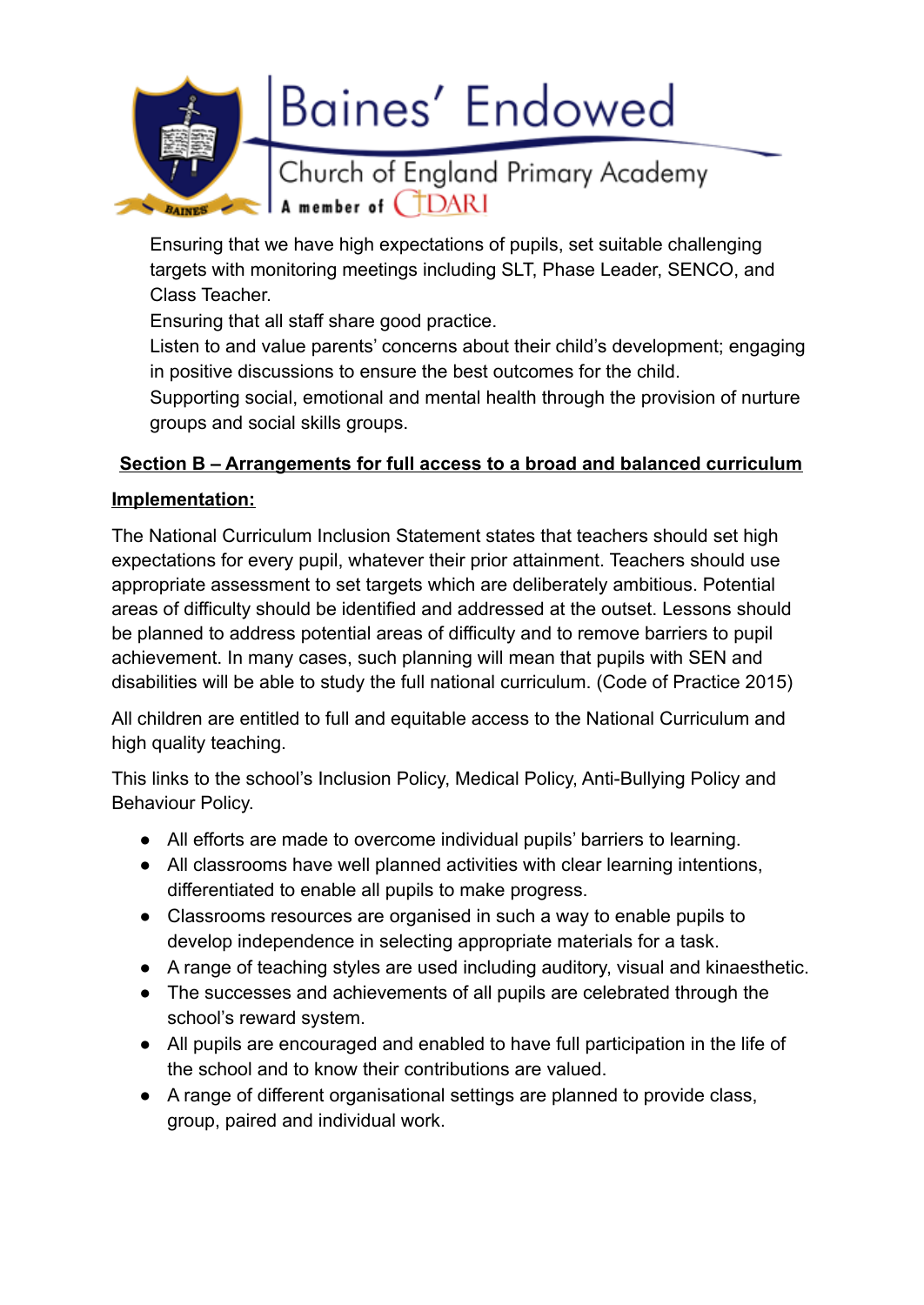Ensuring that we have high expectations of pupils, set suitable challenging targets with monitoring meetings including SLT, Phase Leader, SENCO, and Class Teacher.

Ensuring that all staff share good practice.

Listen to and value parents' concerns about their child's development; engaging in positive discussions to ensure the best outcomes for the child.

Supporting social, emotional and mental health through the provision of nurture groups and social skills groups.

## **Section B – Arrangements for full access to a broad and balanced curriculum**

### **Implementation:**

The National Curriculum Inclusion Statement states that teachers should set high expectations for every pupil, whatever their prior attainment. Teachers should use appropriate assessment to set targets which are deliberately ambitious. Potential areas of difficulty should be identified and addressed at the outset. Lessons should be planned to address potential areas of difficulty and to remove barriers to pupil achievement. In many cases, such planning will mean that pupils with SEN and disabilities will be able to study the full national curriculum. (Code of Practice 2015)

All children are entitled to full and equitable access to the National Curriculum and high quality teaching.

This links to the school's Inclusion Policy, Medical Policy, Anti-Bullying Policy and Behaviour Policy.

- All efforts are made to overcome individual pupils' barriers to learning.
- All classrooms have well planned activities with clear learning intentions, differentiated to enable all pupils to make progress.
- Classrooms resources are organised in such a way to enable pupils to develop independence in selecting appropriate materials for a task.
- A range of teaching styles are used including auditory, visual and kinaesthetic.
- The successes and achievements of all pupils are celebrated through the school's reward system.
- All pupils are encouraged and enabled to have full participation in the life of the school and to know their contributions are valued.
- A range of different organisational settings are planned to provide class, group, paired and individual work.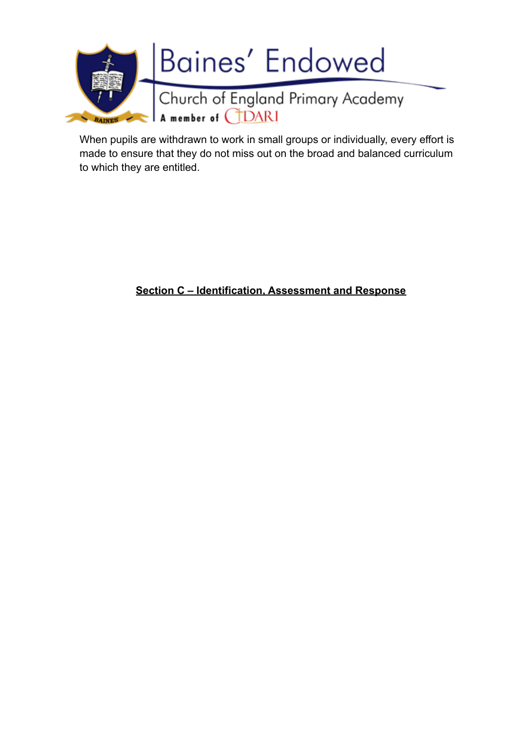When pupils are withdrawn to work in small groups or individually, every effort is made to ensure that they do not miss out on the broad and balanced curriculum to which they are entitled.

## Section C – Identification, Assessment and Response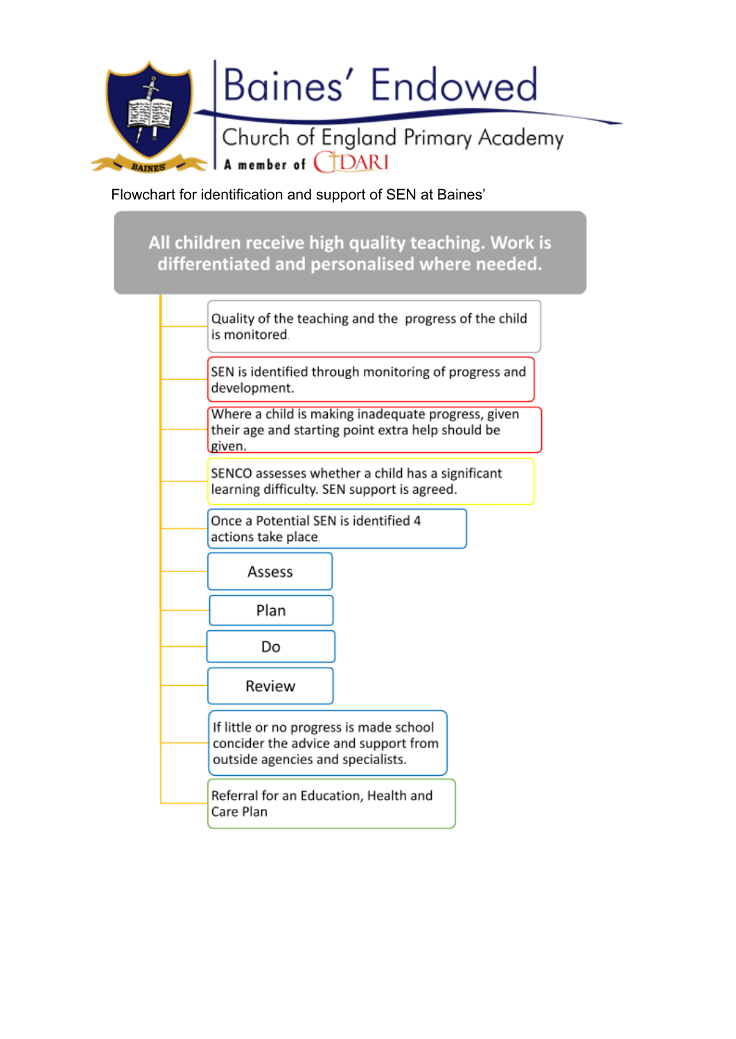Baines' Endowed

Church of England Primary Academy

A member of CIDARI

Flowchart for identification and support of SEN at Baines'

**All children receive high quality teaching. Work is differentiated and personalised where needed.**

- Quality of the teaching and the progress of the child is monitored.
- SEN is identified through monitoring of progress and development.
- Where a child is making inadequate progress, given their age and starting point extra help should be given.
- SENCO assesses whether a child has a significant learning difficulty. SEN support is agreed.
- Once a Potential SEN is identified 4 actions take place
- Assess
- Plan
- Do
- Review
- If little or no progress is made school concider the advice and support from outside agencies and specialists.
- Referral for an Education, Health and Care Plan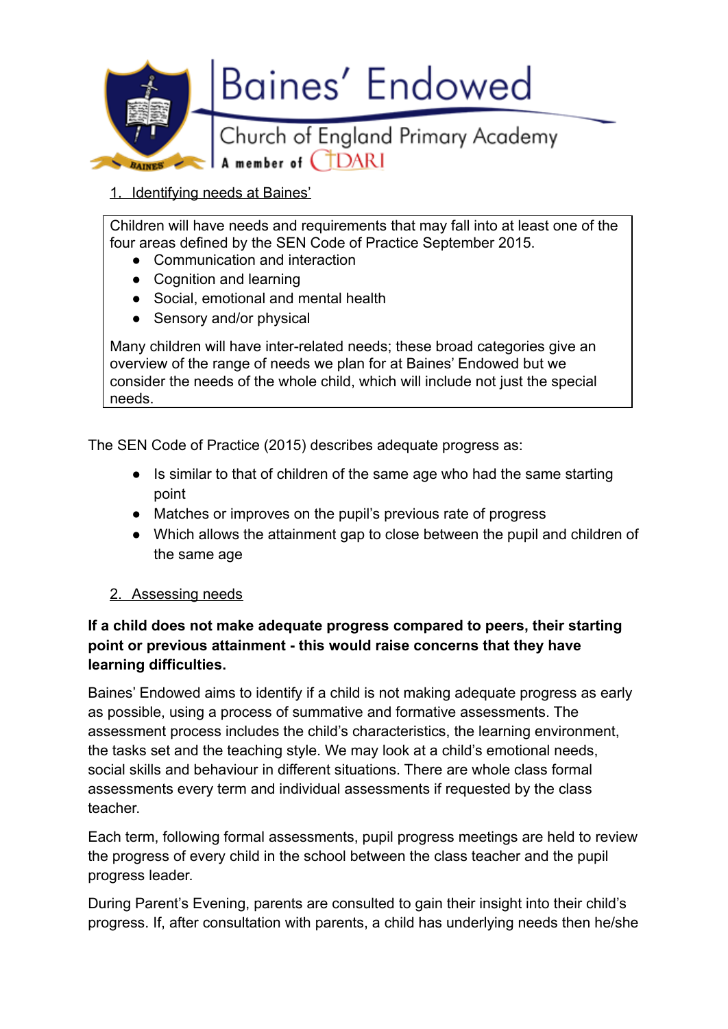1. Identifying needs at Baines'

Children will have needs and requirements that may fall into at least one of the four areas defined by the SEN Code of Practice September 2015.

- Communication and interaction
- Cognition and learning
- Social, emotional and mental health
- Sensory and/or physical

Many children will have inter-related needs; these broad categories give an overview of the range of needs we plan for at Baines' Endowed but we consider the needs of the whole child, which will include not just the special needs.

The SEN Code of Practice (2015) describes adequate progress as:

- Is similar to that of children of the same age who had the same starting point
- Matches or improves on the pupil's previous rate of progress
- Which allows the attainment gap to close between the pupil and children of the same age

2. Assessing needs

**If a child does not make adequate progress compared to peers, their starting point or previous attainment - this would raise concerns that they have learning difficulties.**

Baines' Endowed aims to identify if a child is not making adequate progress as early as possible, using a process of summative and formative assessments. The assessment process includes the child's characteristics, the learning environment, the tasks set and the teaching style. We may look at a child's emotional needs, social skills and behaviour in different situations. There are whole class formal assessments every term and individual assessments if requested by the class teacher.

Each term, following formal assessments, pupil progress meetings are held to review the progress of every child in the school between the class teacher and the pupil progress leader.

During Parent's Evening, parents are consulted to gain their insight into their child's progress. If, after consultation with parents, a child has underlying needs then he/she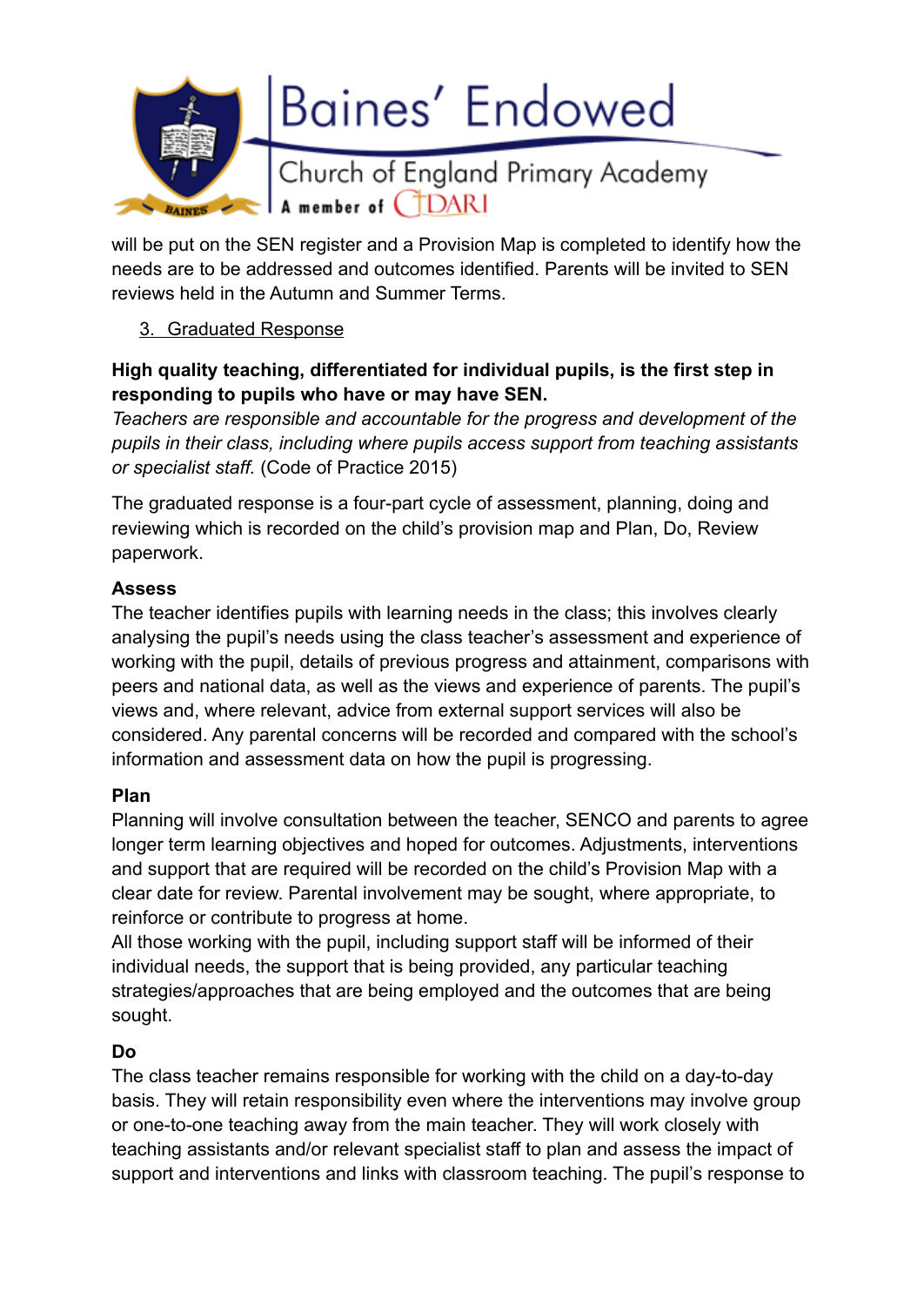will be put on the SEN register and a Provision Map is completed to identify how the needs are to be addressed and outcomes identified. Parents will be invited to SEN reviews held in the Autumn and Summer Terms.

## 3. Graduated Response

**High quality teaching, differentiated for individual pupils, is the first step in responding to pupils who have or may have SEN.**
*Teachers are responsible and accountable for the progress and development of the pupils in their class, including where pupils access support from teaching assistants or specialist staff.* (Code of Practice 2015)

The graduated response is a four-part cycle of assessment, planning, doing and reviewing which is recorded on the child's provision map and Plan, Do, Review paperwork.

**Assess**
The teacher identifies pupils with learning needs in the class; this involves clearly analysing the pupil's needs using the class teacher's assessment and experience of working with the pupil, details of previous progress and attainment, comparisons with peers and national data, as well as the views and experience of parents. The pupil's views and, where relevant, advice from external support services will also be considered. Any parental concerns will be recorded and compared with the school's information and assessment data on how the pupil is progressing.

**Plan**
Planning will involve consultation between the teacher, SENCO and parents to agree longer term learning objectives and hoped for outcomes. Adjustments, interventions and support that are required will be recorded on the child's Provision Map with a clear date for review. Parental involvement may be sought, where appropriate, to reinforce or contribute to progress at home.
All those working with the pupil, including support staff will be informed of their individual needs, the support that is being provided, any particular teaching strategies/approaches that are being employed and the outcomes that are being sought.

**Do**
The class teacher remains responsible for working with the child on a day-to-day basis. They will retain responsibility even where the interventions may involve group or one-to-one teaching away from the main teacher. They will work closely with teaching assistants and/or relevant specialist staff to plan and assess the impact of support and interventions and links with classroom teaching. The pupil's response to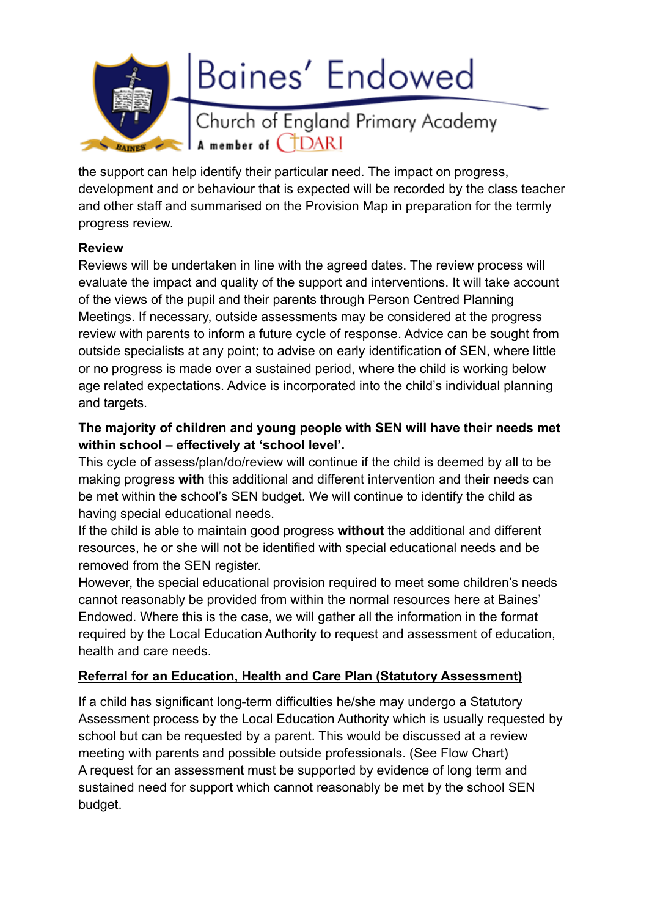the support can help identify their particular need. The impact on progress, development and or behaviour that is expected will be recorded by the class teacher and other staff and summarised on the Provision Map in preparation for the termly progress review.

**Review**

Reviews will be undertaken in line with the agreed dates. The review process will evaluate the impact and quality of the support and interventions. It will take account of the views of the pupil and their parents through Person Centred Planning Meetings. If necessary, outside assessments may be considered at the progress review with parents to inform a future cycle of response. Advice can be sought from outside specialists at any point; to advise on early identification of SEN, where little or no progress is made over a sustained period, where the child is working below age related expectations. Advice is incorporated into the child's individual planning and targets.

**The majority of children and young people with SEN will have their needs met within school – effectively at 'school level'.**

This cycle of assess/plan/do/review will continue if the child is deemed by all to be making progress **with** this additional and different intervention and their needs can be met within the school's SEN budget. We will continue to identify the child as having special educational needs.

If the child is able to maintain good progress **without** the additional and different resources, he or she will not be identified with special educational needs and be removed from the SEN register.

However, the special educational provision required to meet some children's needs cannot reasonably be provided from within the normal resources here at Baines' Endowed. Where this is the case, we will gather all the information in the format required by the Local Education Authority to request and assessment of education, health and care needs.

**<u>Referral for an Education, Health and Care Plan (Statutory Assessment)</u>**

If a child has significant long-term difficulties he/she may undergo a Statutory Assessment process by the Local Education Authority which is usually requested by school but can be requested by a parent. This would be discussed at a review meeting with parents and possible outside professionals. (See Flow Chart)

A request for an assessment must be supported by evidence of long term and sustained need for support which cannot reasonably be met by the school SEN budget.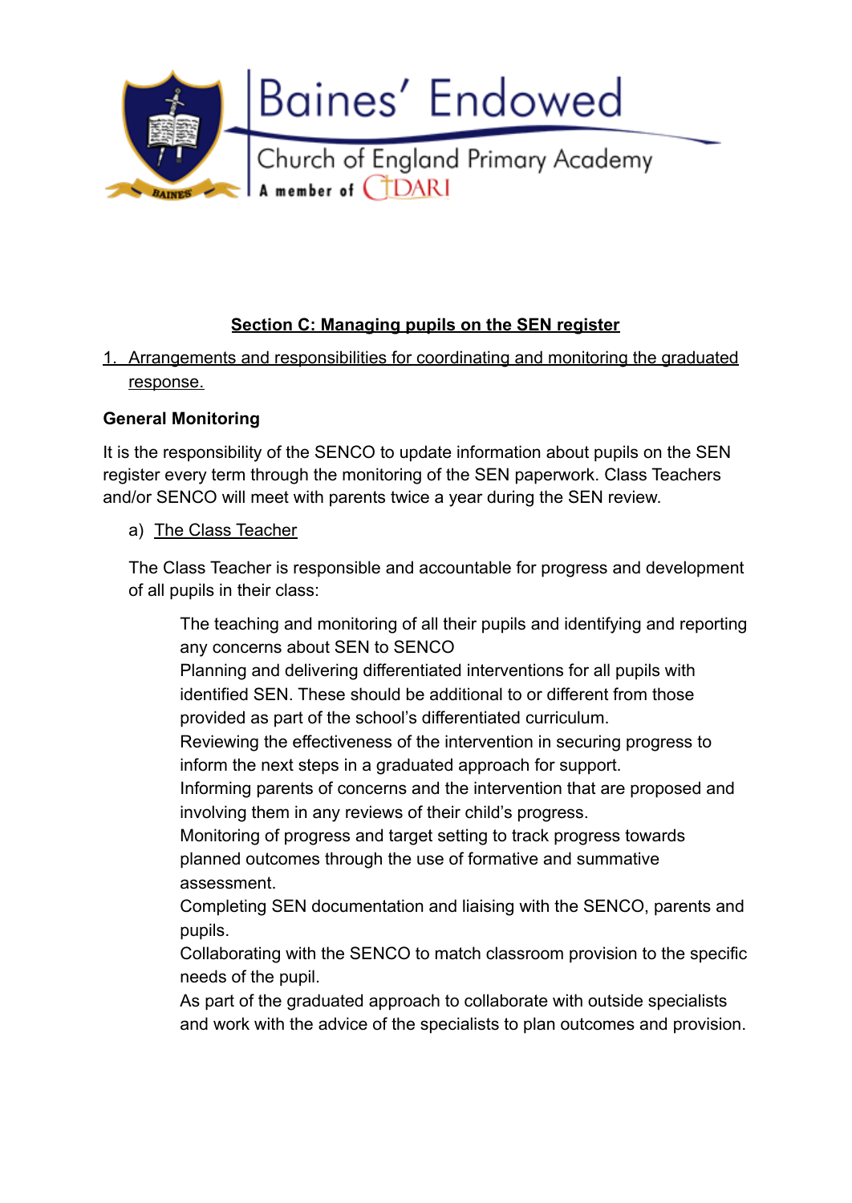**Section C: Managing pupils on the SEN register**

1. Arrangements and responsibilities for coordinating and monitoring the graduated response.

**General Monitoring**

It is the responsibility of the SENCO to update information about pupils on the SEN register every term through the monitoring of the SEN paperwork. Class Teachers and/or SENCO will meet with parents twice a year during the SEN review.

a) The Class Teacher

The Class Teacher is responsible and accountable for progress and development of all pupils in their class:

The teaching and monitoring of all their pupils and identifying and reporting any concerns about SEN to SENCO
Planning and delivering differentiated interventions for all pupils with identified SEN. These should be additional to or different from those provided as part of the school's differentiated curriculum.
Reviewing the effectiveness of the intervention in securing progress to inform the next steps in a graduated approach for support.
Informing parents of concerns and the intervention that are proposed and involving them in any reviews of their child's progress.
Monitoring of progress and target setting to track progress towards planned outcomes through the use of formative and summative assessment.
Completing SEN documentation and liaising with the SENCO, parents and pupils.
Collaborating with the SENCO to match classroom provision to the specific needs of the pupil.
As part of the graduated approach to collaborate with outside specialists and work with the advice of the specialists to plan outcomes and provision.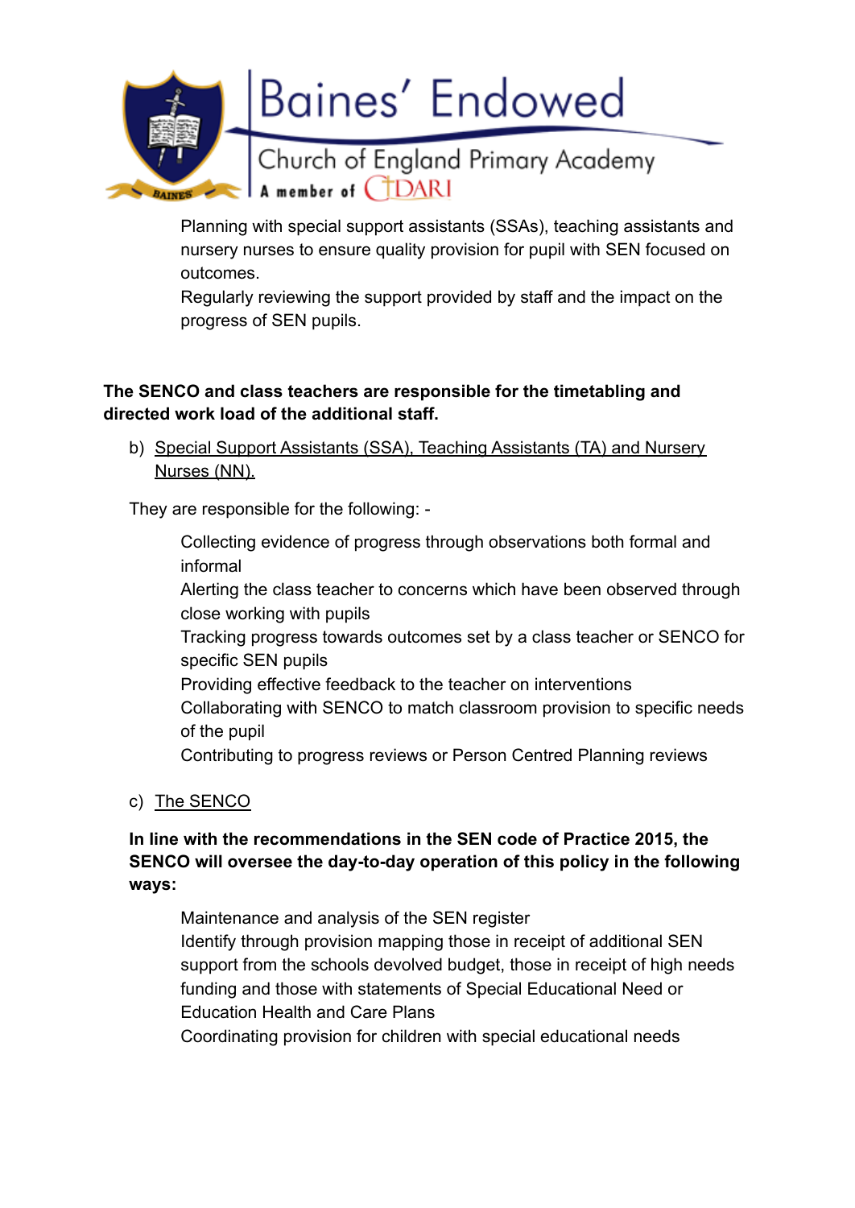Planning with special support assistants (SSAs), teaching assistants and nursery nurses to ensure quality provision for pupil with SEN focused on outcomes.

Regularly reviewing the support provided by staff and the impact on the progress of SEN pupils.

**The SENCO and class teachers are responsible for the timetabling and directed work load of the additional staff.**

b) Special Support Assistants (SSA), Teaching Assistants (TA) and Nursery Nurses (NN).

They are responsible for the following: -

Collecting evidence of progress through observations both formal and informal

Alerting the class teacher to concerns which have been observed through close working with pupils

Tracking progress towards outcomes set by a class teacher or SENCO for specific SEN pupils

Providing effective feedback to the teacher on interventions

Collaborating with SENCO to match classroom provision to specific needs of the pupil

Contributing to progress reviews or Person Centred Planning reviews

c) The SENCO

**In line with the recommendations in the SEN code of Practice 2015, the SENCO will oversee the day-to-day operation of this policy in the following ways:**

Maintenance and analysis of the SEN register

Identify through provision mapping those in receipt of additional SEN support from the schools devolved budget, those in receipt of high needs funding and those with statements of Special Educational Need or Education Health and Care Plans

Coordinating provision for children with special educational needs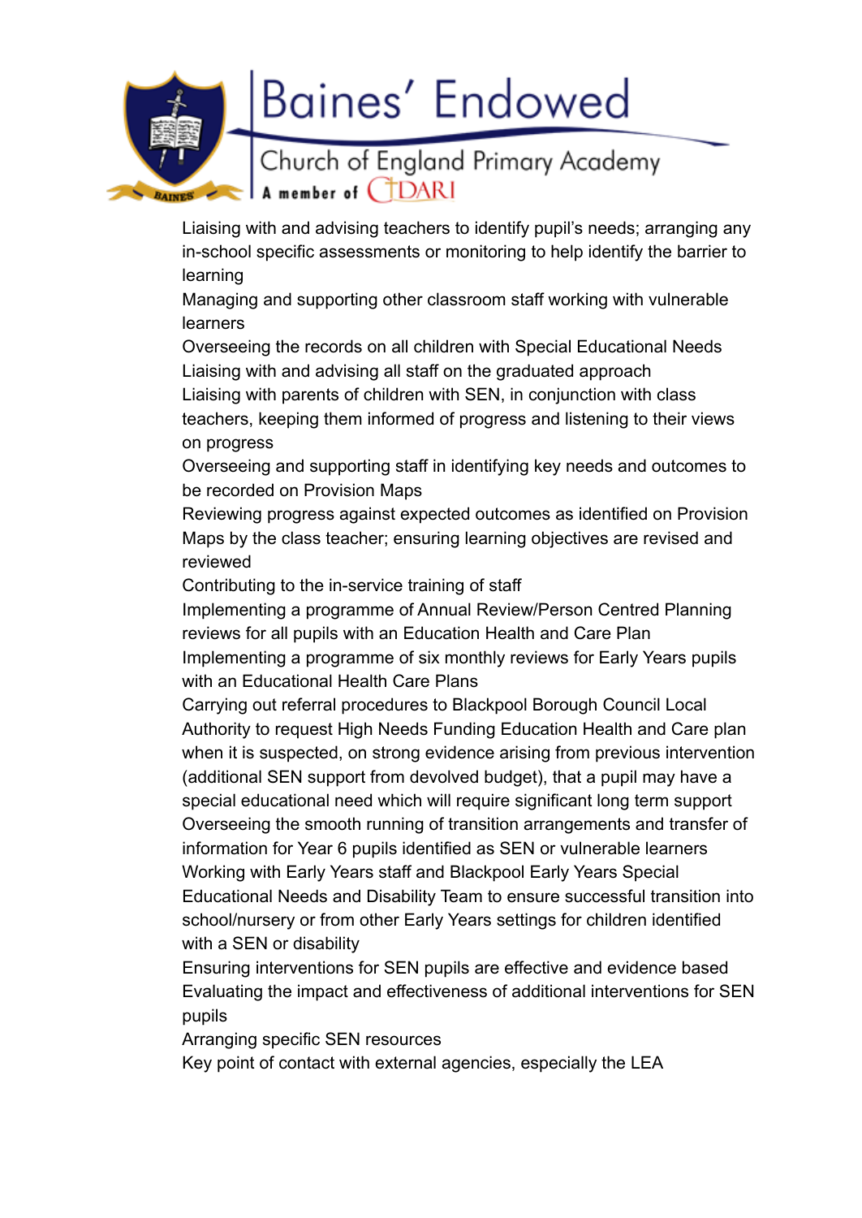Liaising with and advising teachers to identify pupil's needs; arranging any in-school specific assessments or monitoring to help identify the barrier to learning

Managing and supporting other classroom staff working with vulnerable learners

Overseeing the records on all children with Special Educational Needs

Liaising with and advising all staff on the graduated approach

Liaising with parents of children with SEN, in conjunction with class teachers, keeping them informed of progress and listening to their views on progress

Overseeing and supporting staff in identifying key needs and outcomes to be recorded on Provision Maps

Reviewing progress against expected outcomes as identified on Provision Maps by the class teacher; ensuring learning objectives are revised and reviewed

Contributing to the in-service training of staff

Implementing a programme of Annual Review/Person Centred Planning reviews for all pupils with an Education Health and Care Plan

Implementing a programme of six monthly reviews for Early Years pupils with an Educational Health Care Plans

Carrying out referral procedures to Blackpool Borough Council Local Authority to request High Needs Funding Education Health and Care plan when it is suspected, on strong evidence arising from previous intervention (additional SEN support from devolved budget), that a pupil may have a special educational need which will require significant long term support

Overseeing the smooth running of transition arrangements and transfer of information for Year 6 pupils identified as SEN or vulnerable learners

Working with Early Years staff and Blackpool Early Years Special Educational Needs and Disability Team to ensure successful transition into school/nursery or from other Early Years settings for children identified with a SEN or disability

Ensuring interventions for SEN pupils are effective and evidence based

Evaluating the impact and effectiveness of additional interventions for SEN pupils

Arranging specific SEN resources

Key point of contact with external agencies, especially the LEA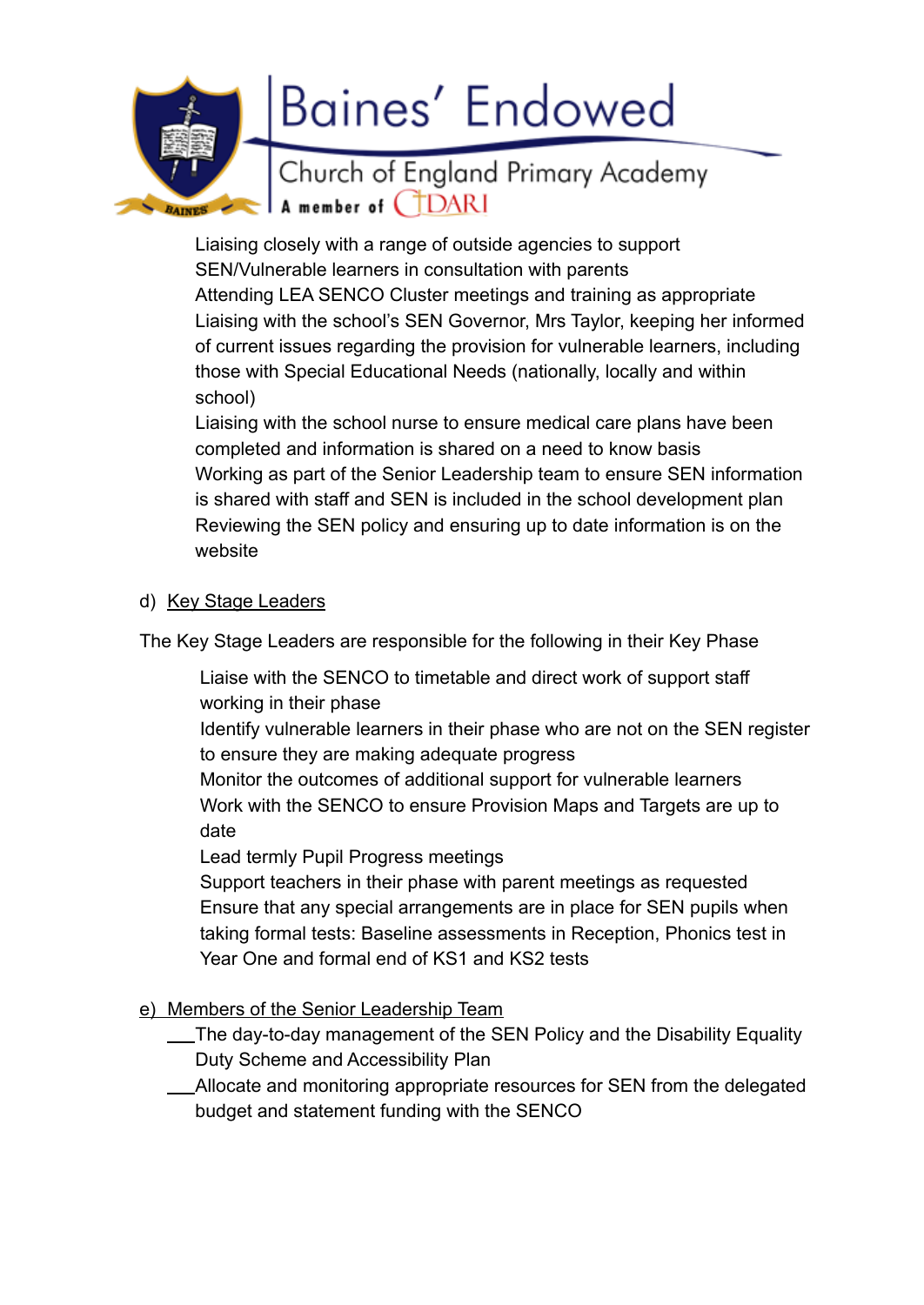- Liaising closely with a range of outside agencies to support SEN/Vulnerable learners in consultation with parents
- Attending LEA SENCO Cluster meetings and training as appropriate
- Liaising with the school's SEN Governor, Mrs Taylor, keeping her informed of current issues regarding the provision for vulnerable learners, including those with Special Educational Needs (nationally, locally and within school)
- Liaising with the school nurse to ensure medical care plans have been completed and information is shared on a need to know basis
- Working as part of the Senior Leadership team to ensure SEN information is shared with staff and SEN is included in the school development plan
- Reviewing the SEN policy and ensuring up to date information is on the website

d) Key Stage Leaders

The Key Stage Leaders are responsible for the following in their Key Phase

- Liaise with the SENCO to timetable and direct work of support staff working in their phase
- Identify vulnerable learners in their phase who are not on the SEN register to ensure they are making adequate progress
- Monitor the outcomes of additional support for vulnerable learners
- Work with the SENCO to ensure Provision Maps and Targets are up to date
- Lead termly Pupil Progress meetings
- Support teachers in their phase with parent meetings as requested
- Ensure that any special arrangements are in place for SEN pupils when taking formal tests: Baseline assessments in Reception, Phonics test in Year One and formal end of KS1 and KS2 tests

e) Members of the Senior Leadership Team

- The day-to-day management of the SEN Policy and the Disability Equality Duty Scheme and Accessibility Plan
- Allocate and monitoring appropriate resources for SEN from the delegated budget and statement funding with the SENCO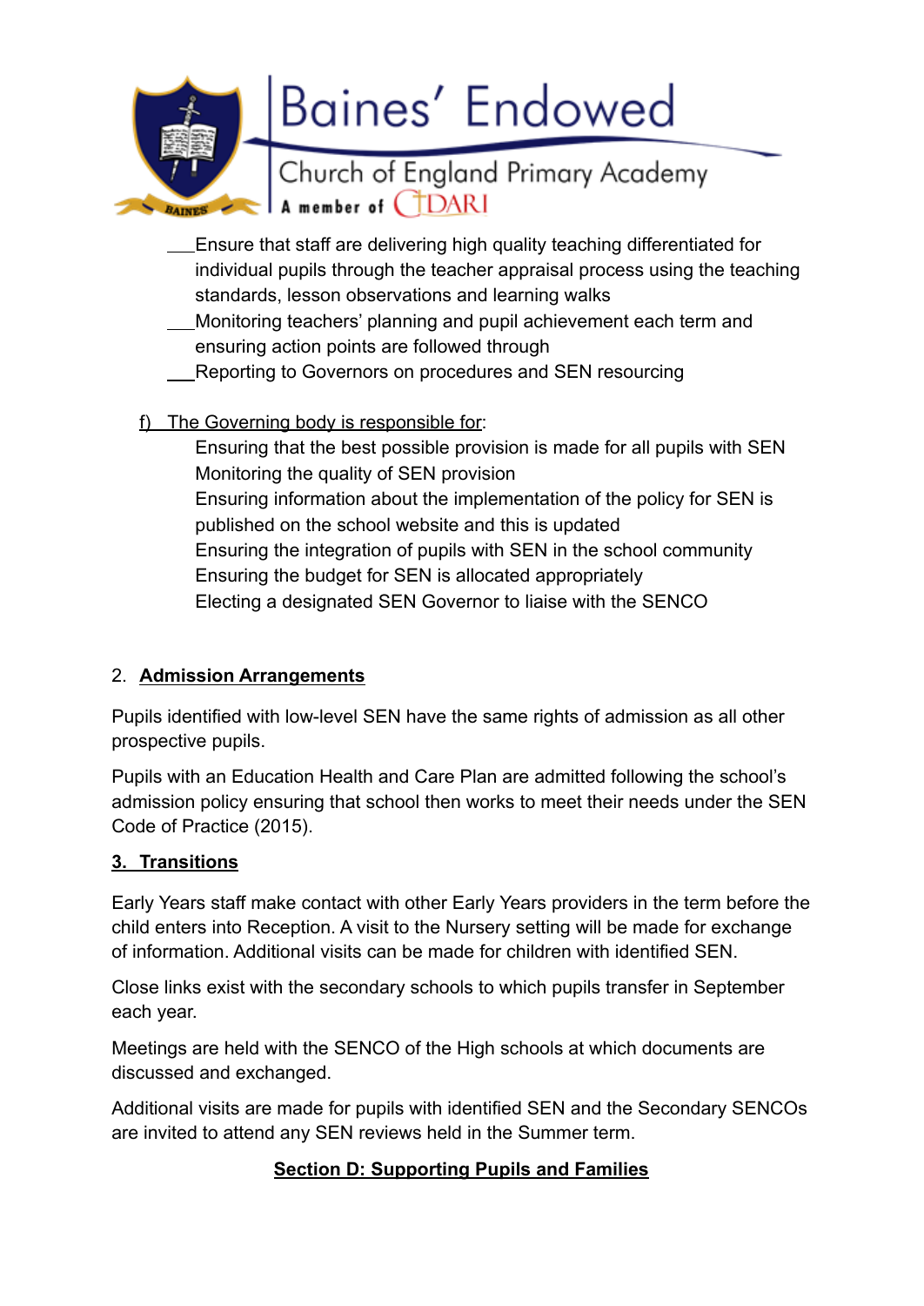- Ensure that staff are delivering high quality teaching differentiated for individual pupils through the teacher appraisal process using the teaching standards, lesson observations and learning walks
- Monitoring teachers' planning and pupil achievement each term and ensuring action points are followed through
- Reporting to Governors on procedures and SEN resourcing

f) The Governing body is responsible for:

- Ensuring that the best possible provision is made for all pupils with SEN
- Monitoring the quality of SEN provision
- Ensuring information about the implementation of the policy for SEN is published on the school website and this is updated
- Ensuring the integration of pupils with SEN in the school community
- Ensuring the budget for SEN is allocated appropriately
- Electing a designated SEN Governor to liaise with the SENCO

## 2. Admission Arrangements

Pupils identified with low-level SEN have the same rights of admission as all other prospective pupils.

Pupils with an Education Health and Care Plan are admitted following the school's admission policy ensuring that school then works to meet their needs under the SEN Code of Practice (2015).

## 3. Transitions

Early Years staff make contact with other Early Years providers in the term before the child enters into Reception. A visit to the Nursery setting will be made for exchange of information. Additional visits can be made for children with identified SEN.

Close links exist with the secondary schools to which pupils transfer in September each year.

Meetings are held with the SENCO of the High schools at which documents are discussed and exchanged.

Additional visits are made for pupils with identified SEN and the Secondary SENCOs are invited to attend any SEN reviews held in the Summer term.

## Section D: Supporting Pupils and Families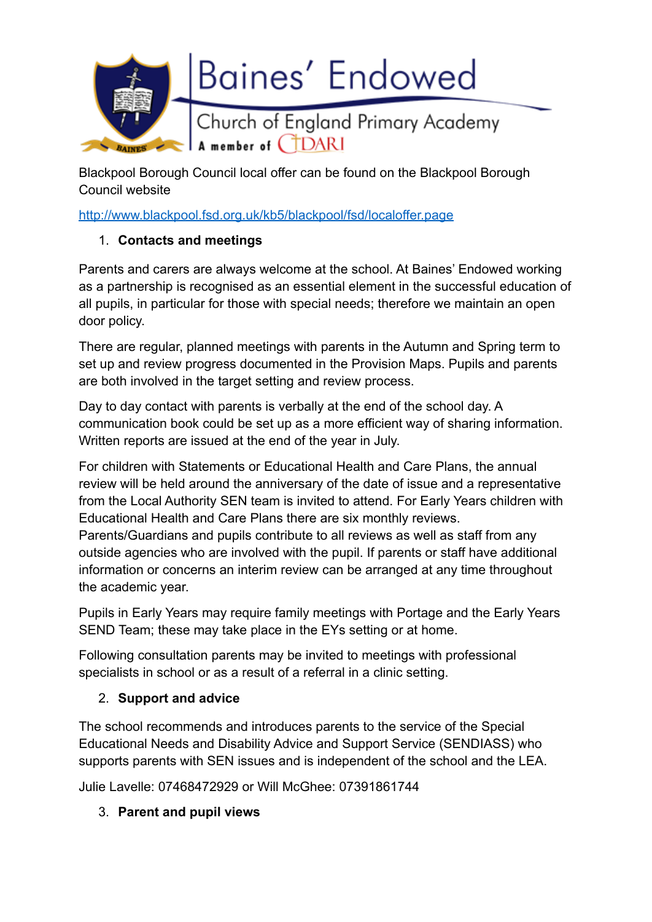Blackpool Borough Council local offer can be found on the Blackpool Borough Council website

[http://www.blackpool.fsd.org.uk/kb5/blackpool/fsd/localoffer.page](http://www.blackpool.fsd.org.uk/kb5/blackpool/fsd/localoffer.page)

1. **Contacts and meetings**

Parents and carers are always welcome at the school. At Baines' Endowed working as a partnership is recognised as an essential element in the successful education of all pupils, in particular for those with special needs; therefore we maintain an open door policy.

There are regular, planned meetings with parents in the Autumn and Spring term to set up and review progress documented in the Provision Maps. Pupils and parents are both involved in the target setting and review process.

Day to day contact with parents is verbally at the end of the school day. A communication book could be set up as a more efficient way of sharing information. Written reports are issued at the end of the year in July.

For children with Statements or Educational Health and Care Plans, the annual review will be held around the anniversary of the date of issue and a representative from the Local Authority SEN team is invited to attend. For Early Years children with Educational Health and Care Plans there are six monthly reviews. Parents/Guardians and pupils contribute to all reviews as well as staff from any outside agencies who are involved with the pupil. If parents or staff have additional information or concerns an interim review can be arranged at any time throughout the academic year.

Pupils in Early Years may require family meetings with Portage and the Early Years SEND Team; these may take place in the EYs setting or at home.

Following consultation parents may be invited to meetings with professional specialists in school or as a result of a referral in a clinic setting.

2. **Support and advice**

The school recommends and introduces parents to the service of the Special Educational Needs and Disability Advice and Support Service (SENDIASS) who supports parents with SEN issues and is independent of the school and the LEA.

Julie Lavelle: 07468472929 or Will McGhee: 07391861744

3. **Parent and pupil views**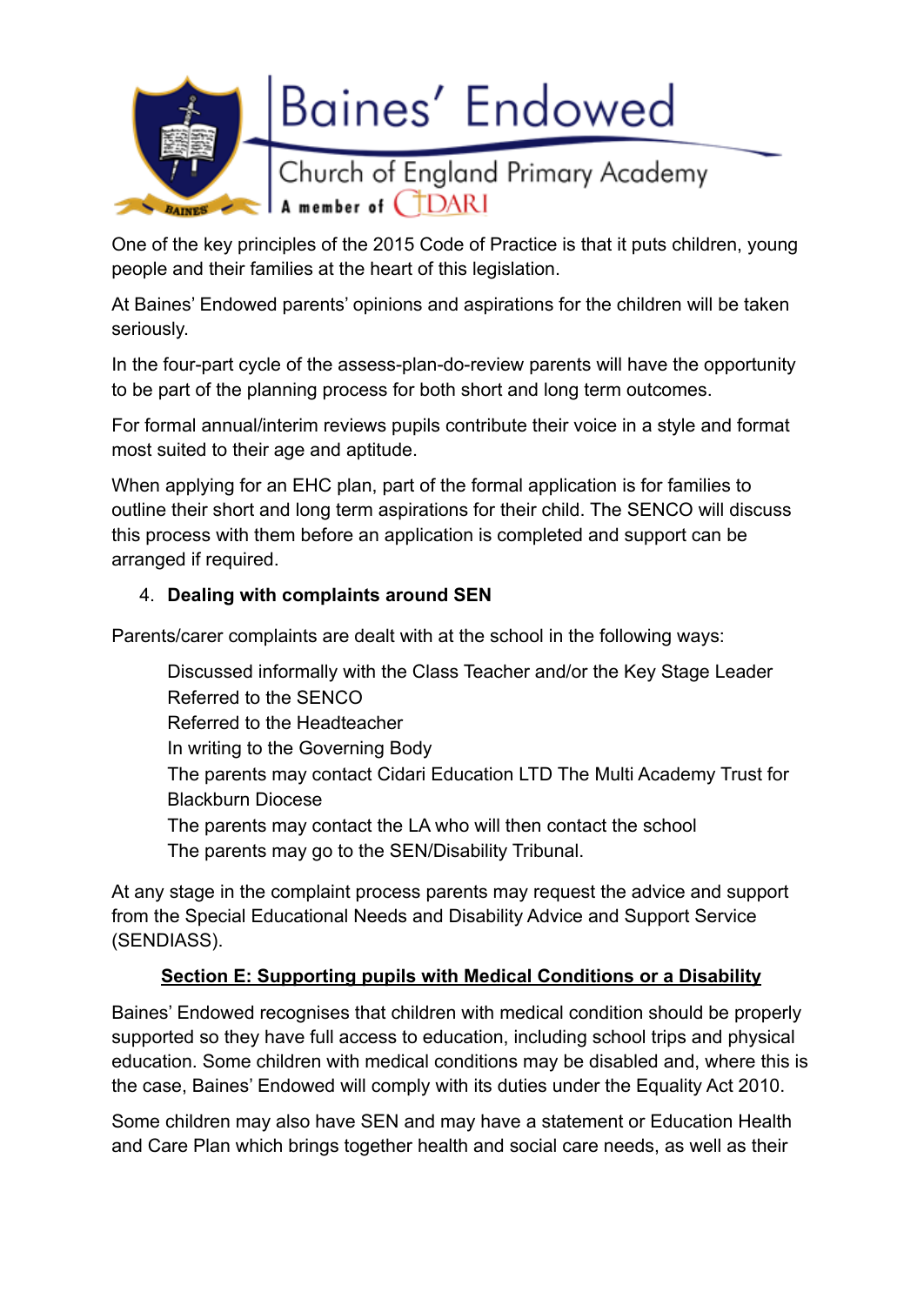One of the key principles of the 2015 Code of Practice is that it puts children, young people and their families at the heart of this legislation.

At Baines' Endowed parents' opinions and aspirations for the children will be taken seriously.

In the four-part cycle of the assess-plan-do-review parents will have the opportunity to be part of the planning process for both short and long term outcomes.

For formal annual/interim reviews pupils contribute their voice in a style and format most suited to their age and aptitude.

When applying for an EHC plan, part of the formal application is for families to outline their short and long term aspirations for their child. The SENCO will discuss this process with them before an application is completed and support can be arranged if required.

4. **Dealing with complaints around SEN**

Parents/carer complaints are dealt with at the school in the following ways:

> Discussed informally with the Class Teacher and/or the Key Stage Leader
> Referred to the SENCO
> Referred to the Headteacher
> In writing to the Governing Body
> The parents may contact Cidari Education LTD The Multi Academy Trust for Blackburn Diocese
> The parents may contact the LA who will then contact the school
> The parents may go to the SEN/Disability Tribunal.

At any stage in the complaint process parents may request the advice and support from the Special Educational Needs and Disability Advice and Support Service (SENDIASS).

## Section E: Supporting pupils with Medical Conditions or a Disability

Baines' Endowed recognises that children with medical condition should be properly supported so they have full access to education, including school trips and physical education. Some children with medical conditions may be disabled and, where this is the case, Baines' Endowed will comply with its duties under the Equality Act 2010.

Some children may also have SEN and may have a statement or Education Health and Care Plan which brings together health and social care needs, as well as their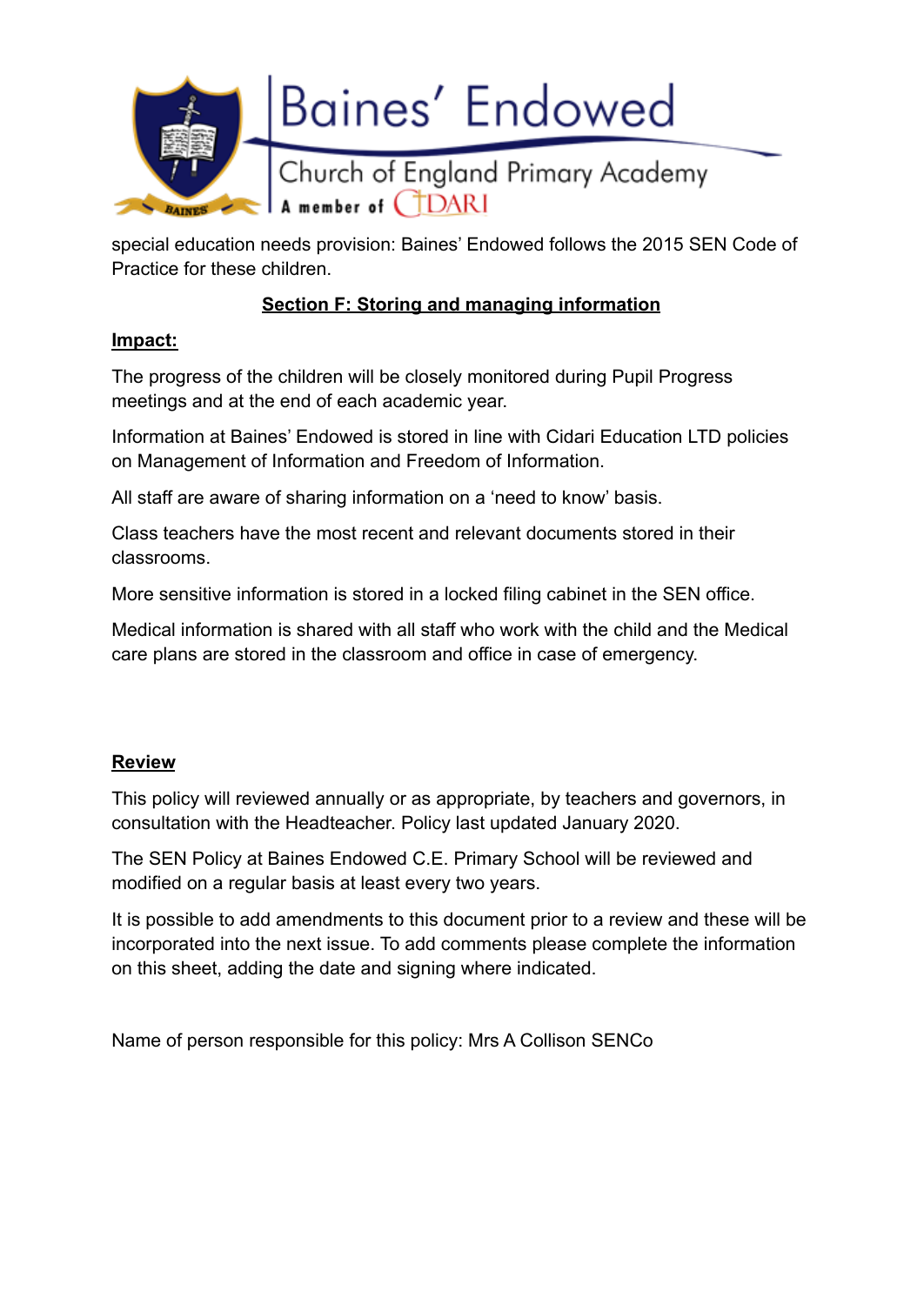special education needs provision: Baines' Endowed follows the 2015 SEN Code of Practice for these children.

## Section F: Storing and managing information

**Impact:**

The progress of the children will be closely monitored during Pupil Progress meetings and at the end of each academic year.

Information at Baines' Endowed is stored in line with Cidari Education LTD policies on Management of Information and Freedom of Information.

All staff are aware of sharing information on a 'need to know' basis.

Class teachers have the most recent and relevant documents stored in their classrooms.

More sensitive information is stored in a locked filing cabinet in the SEN office.

Medical information is shared with all staff who work with the child and the Medical care plans are stored in the classroom and office in case of emergency.

**Review**

This policy will reviewed annually or as appropriate, by teachers and governors, in consultation with the Headteacher. Policy last updated January 2020.

The SEN Policy at Baines Endowed C.E. Primary School will be reviewed and modified on a regular basis at least every two years.

It is possible to add amendments to this document prior to a review and these will be incorporated into the next issue. To add comments please complete the information on this sheet, adding the date and signing where indicated.

Name of person responsible for this policy: Mrs A Collison SENCo